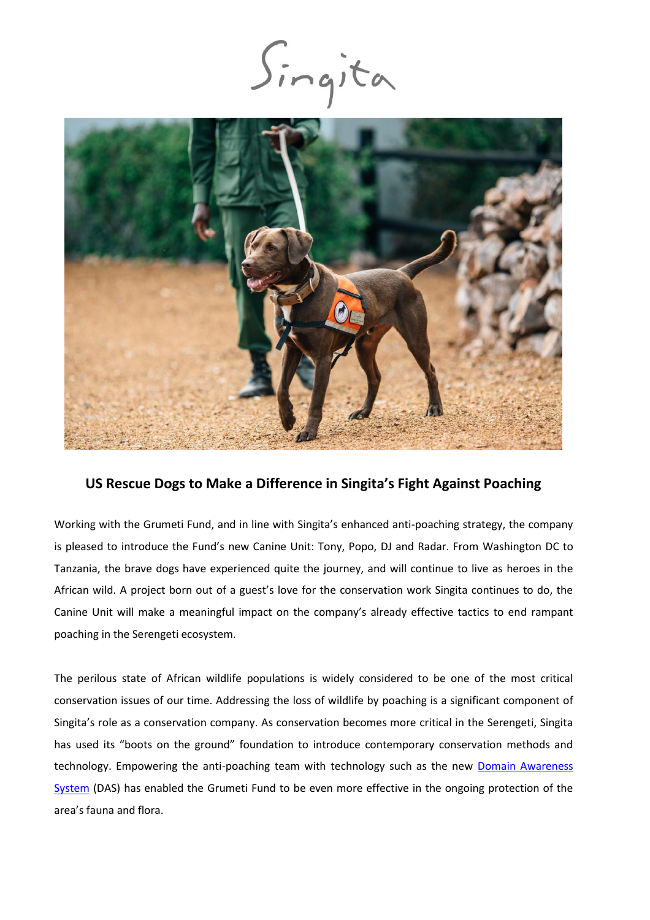Singita

## US Rescue Dogs to Make a Difference in Singita's Fight Against Poaching

Working with the Grumeti Fund, and in line with Singita's enhanced anti-poaching strategy, the company is pleased to introduce the Fund's new Canine Unit: Tony, Popo, DJ and Radar. From Washington DC to Tanzania, the brave dogs have experienced quite the journey, and will continue to live as heroes in the African wild. A project born out of a guest's love for the conservation work Singita continues to do, the Canine Unit will make a meaningful impact on the company's already effective tactics to end rampant poaching in the Serengeti ecosystem.

The perilous state of African wildlife populations is widely considered to be one of the most critical conservation issues of our time. Addressing the loss of wildlife by poaching is a significant component of Singita's role as a conservation company. As conservation becomes more critical in the Serengeti, Singita has used its "boots on the ground" foundation to introduce contemporary conservation methods and technology. Empowering the anti-poaching team with technology such as the new Domain Awareness System (DAS) has enabled the Grumeti Fund to be even more effective in the ongoing protection of the area's fauna and flora.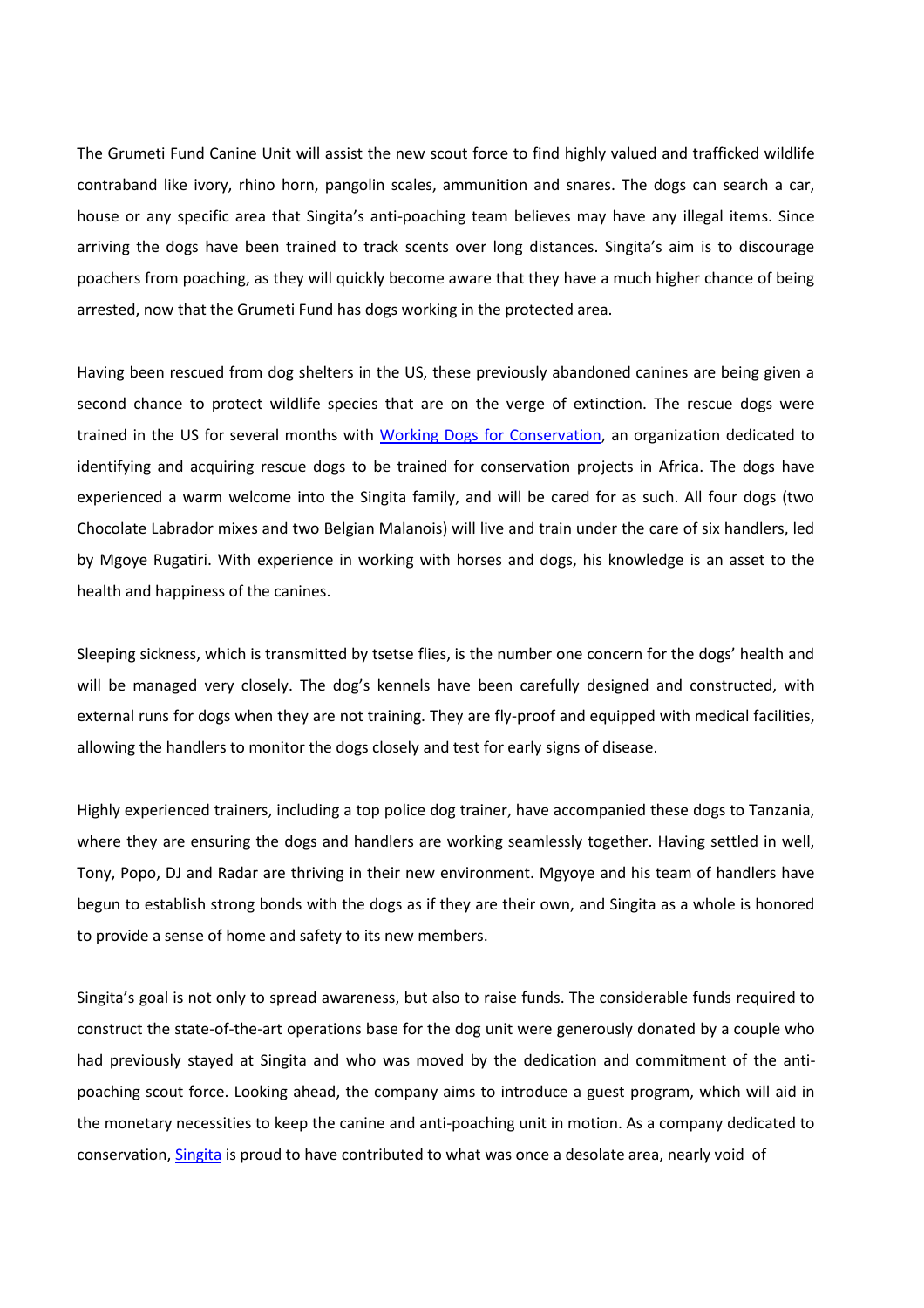The Grumeti Fund Canine Unit will assist the new scout force to find highly valued and trafficked wildlife contraband like ivory, rhino horn, pangolin scales, ammunition and snares. The dogs can search a car, house or any specific area that Singita's anti-poaching team believes may have any illegal items. Since arriving the dogs have been trained to track scents over long distances. Singita's aim is to discourage poachers from poaching, as they will quickly become aware that they have a much higher chance of being arrested, now that the Grumeti Fund has dogs working in the protected area.

Having been rescued from dog shelters in the US, these previously abandoned canines are being given a second chance to protect wildlife species that are on the verge of extinction. The rescue dogs were trained in the US for several months with [Working Dogs for Conservation](), an organization dedicated to identifying and acquiring rescue dogs to be trained for conservation projects in Africa. The dogs have experienced a warm welcome into the Singita family, and will be cared for as such. All four dogs (two Chocolate Labrador mixes and two Belgian Malanois) will live and train under the care of six handlers, led by Mgoye Rugatiri. With experience in working with horses and dogs, his knowledge is an asset to the health and happiness of the canines.

Sleeping sickness, which is transmitted by tsetse flies, is the number one concern for the dogs' health and will be managed very closely. The dog's kennels have been carefully designed and constructed, with external runs for dogs when they are not training. They are fly-proof and equipped with medical facilities, allowing the handlers to monitor the dogs closely and test for early signs of disease.

Highly experienced trainers, including a top police dog trainer, have accompanied these dogs to Tanzania, where they are ensuring the dogs and handlers are working seamlessly together. Having settled in well, Tony, Popo, DJ and Radar are thriving in their new environment. Mgyoye and his team of handlers have begun to establish strong bonds with the dogs as if they are their own, and Singita as a whole is honored to provide a sense of home and safety to its new members.

Singita's goal is not only to spread awareness, but also to raise funds. The considerable funds required to construct the state-of-the-art operations base for the dog unit were generously donated by a couple who had previously stayed at Singita and who was moved by the dedication and commitment of the anti-poaching scout force. Looking ahead, the company aims to introduce a guest program, which will aid in the monetary necessities to keep the canine and anti-poaching unit in motion. As a company dedicated to conservation, [Singita]() is proud to have contributed to what was once a desolate area, nearly void of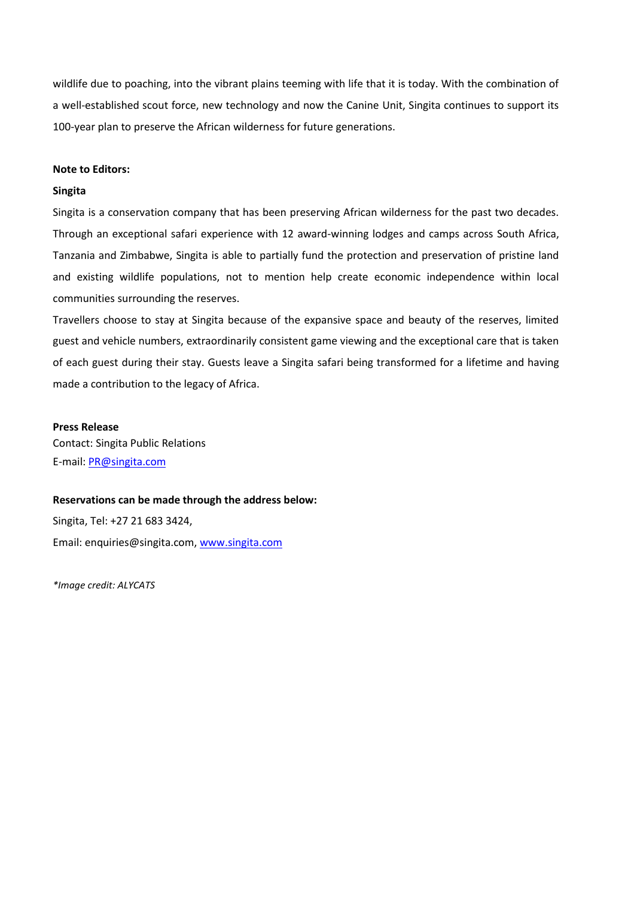wildlife due to poaching, into the vibrant plains teeming with life that it is today. With the combination of a well-established scout force, new technology and now the Canine Unit, Singita continues to support its 100-year plan to preserve the African wilderness for future generations.

**Note to Editors:**

**Singita**

Singita is a conservation company that has been preserving African wilderness for the past two decades. Through an exceptional safari experience with 12 award-winning lodges and camps across South Africa, Tanzania and Zimbabwe, Singita is able to partially fund the protection and preservation of pristine land and existing wildlife populations, not to mention help create economic independence within local communities surrounding the reserves.

Travellers choose to stay at Singita because of the expansive space and beauty of the reserves, limited guest and vehicle numbers, extraordinarily consistent game viewing and the exceptional care that is taken of each guest during their stay. Guests leave a Singita safari being transformed for a lifetime and having made a contribution to the legacy of Africa.

**Press Release**

Contact: Singita Public Relations

E-mail: PR@singita.com

**Reservations can be made through the address below:**

Singita, Tel: +27 21 683 3424,

Email: enquiries@singita.com, www.singita.com

*\*Image credit: ALYCATS*